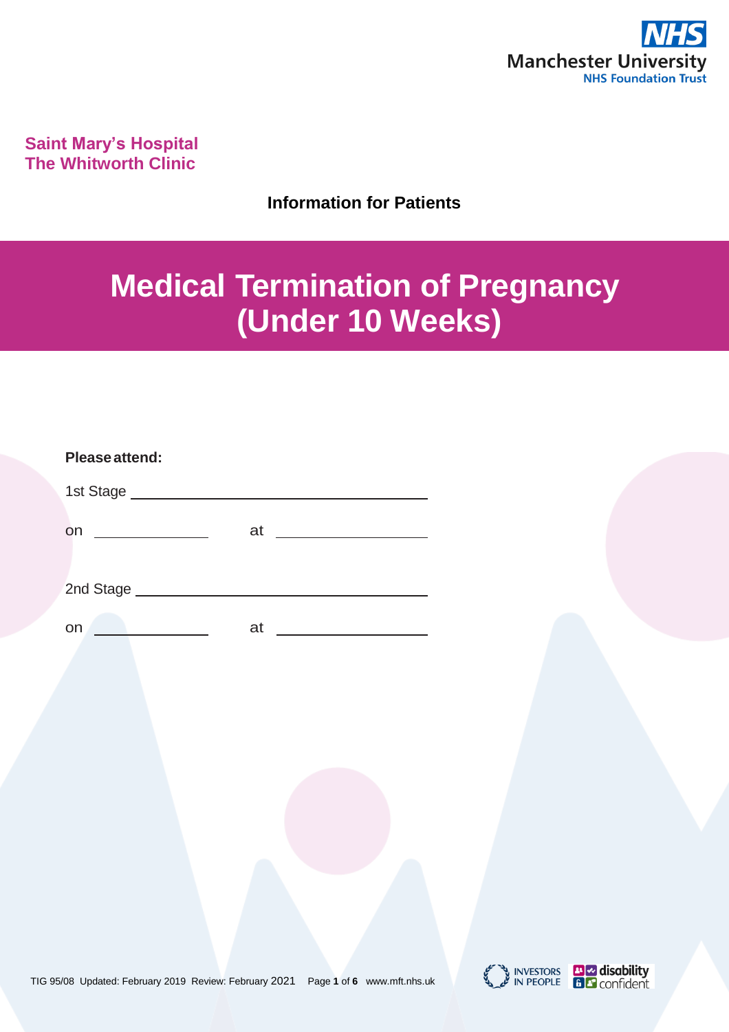NHS
Manchester University
NHS Foundation Trust

**Saint Mary's Hospital**
**The Whitworth Clinic**

**Information for Patients**

# Medical Termination of Pregnancy (Under 10 Weeks)

**Please attend:**

1st Stage ______________________________

on ____________ at ______________

2nd Stage ______________________________

on ____________ at ______________

TIG 95/08 Updated: February 2019 Review: February 2021 www.mft.nhs.uk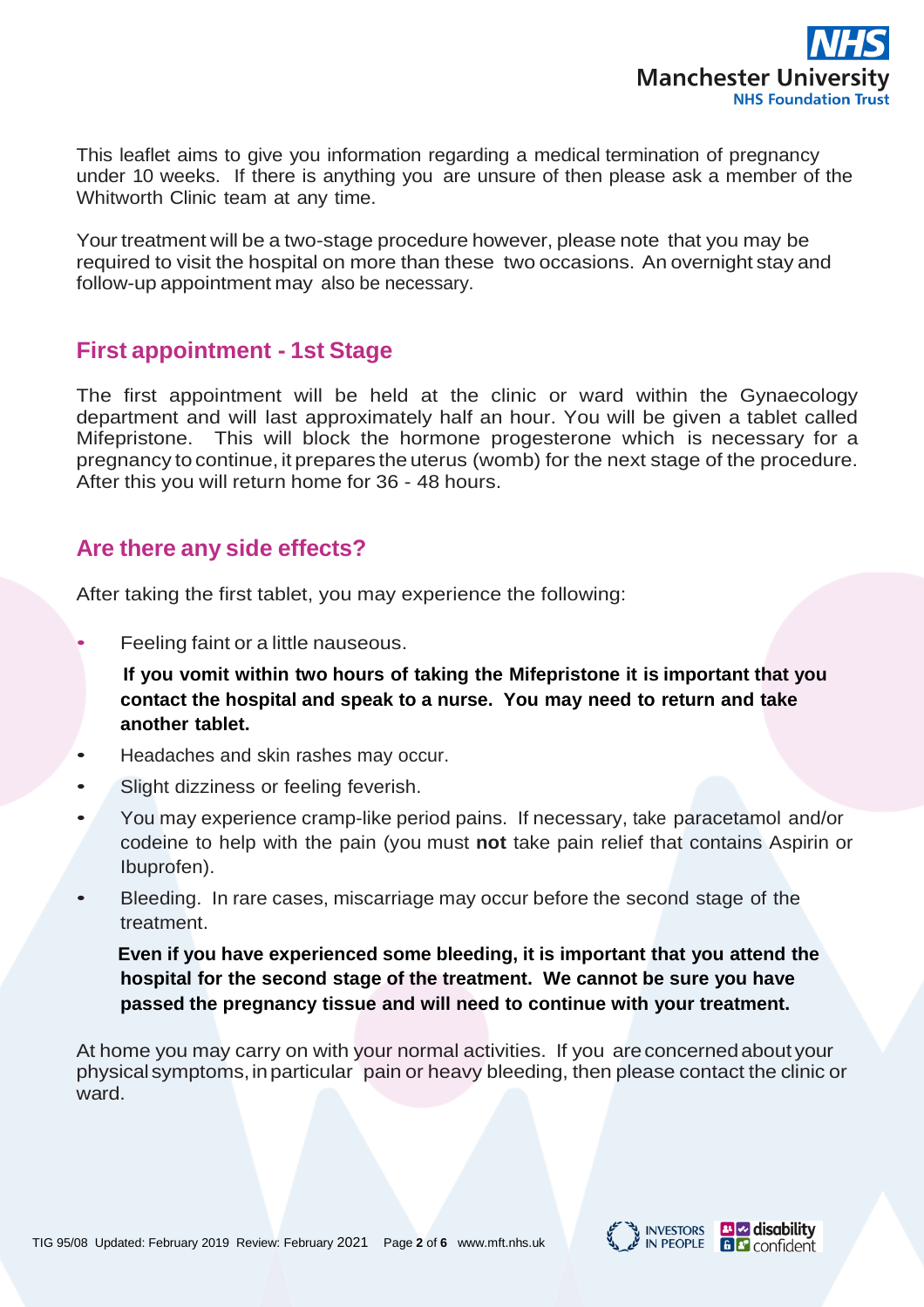This leaflet aims to give you information regarding a medical termination of pregnancy under 10 weeks. If there is anything you are unsure of then please ask a member of the Whitworth Clinic team at any time.

Your treatment will be a two-stage procedure however, please note that you may be required to visit the hospital on more than these two occasions. An overnight stay and follow-up appointment may also be necessary.

## First appointment - 1st Stage

The first appointment will be held at the clinic or ward within the Gynaecology department and will last approximately half an hour. You will be given a tablet called Mifepristone. This will block the hormone progesterone which is necessary for a pregnancy to continue, it prepares the uterus (womb) for the next stage of the procedure. After this you will return home for 36 - 48 hours.

## Are there any side effects?

After taking the first tablet, you may experience the following:

- Feeling faint or a little nauseous.

  **If you vomit within two hours of taking the Mifepristone it is important that you contact the hospital and speak to a nurse. You may need to return and take another tablet.**

- Headaches and skin rashes may occur.
- Slight dizziness or feeling feverish.
- You may experience cramp-like period pains. If necessary, take paracetamol and/or codeine to help with the pain (you must **not** take pain relief that contains Aspirin or Ibuprofen).
- Bleeding. In rare cases, miscarriage may occur before the second stage of the treatment.

  **Even if you have experienced some bleeding, it is important that you attend the hospital for the second stage of the treatment. We cannot be sure you have passed the pregnancy tissue and will need to continue with your treatment.**

At home you may carry on with your normal activities. If you are concerned about your physical symptoms, in particular pain or heavy bleeding, then please contact the clinic or ward.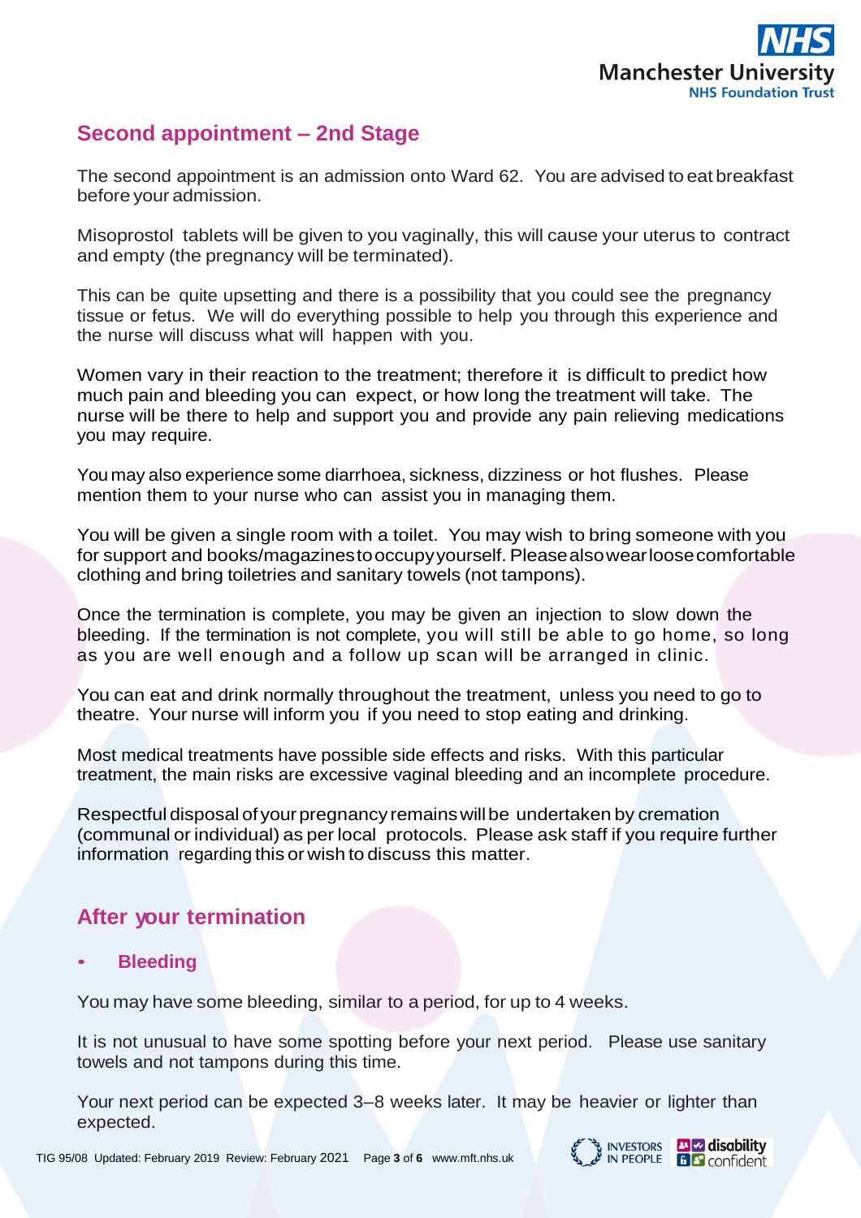## Second appointment – 2nd Stage

The second appointment is an admission onto Ward 62. You are advised to eat breakfast before your admission.

Misoprostol tablets will be given to you vaginally, this will cause your uterus to contract and empty (the pregnancy will be terminated).

This can be quite upsetting and there is a possibility that you could see the pregnancy tissue or fetus. We will do everything possible to help you through this experience and the nurse will discuss what will happen with you.

Women vary in their reaction to the treatment; therefore it is difficult to predict how much pain and bleeding you can expect, or how long the treatment will take. The nurse will be there to help and support you and provide any pain relieving medications you may require.

You may also experience some diarrhoea, sickness, dizziness or hot flushes. Please mention them to your nurse who can assist you in managing them.

You will be given a single room with a toilet. You may wish to bring someone with you for support and books/magazines to occupy yourself. Please also wear loose comfortable clothing and bring toiletries and sanitary towels (not tampons).

Once the termination is complete, you may be given an injection to slow down the bleeding. If the termination is not complete, you will still be able to go home, so long as you are well enough and a follow up scan will be arranged in clinic.

You can eat and drink normally throughout the treatment, unless you need to go to theatre. Your nurse will inform you if you need to stop eating and drinking.

Most medical treatments have possible side effects and risks. With this particular treatment, the main risks are excessive vaginal bleeding and an incomplete procedure.

Respectful disposal of your pregnancy remains will be undertaken by cremation (communal or individual) as per local protocols. Please ask staff if you require further information regarding this or wish to discuss this matter.

## After your termination

- **Bleeding**

You may have some bleeding, similar to a period, for up to 4 weeks.

It is not unusual to have some spotting before your next period. Please use sanitary towels and not tampons during this time.

Your next period can be expected 3–8 weeks later. It may be heavier or lighter than expected.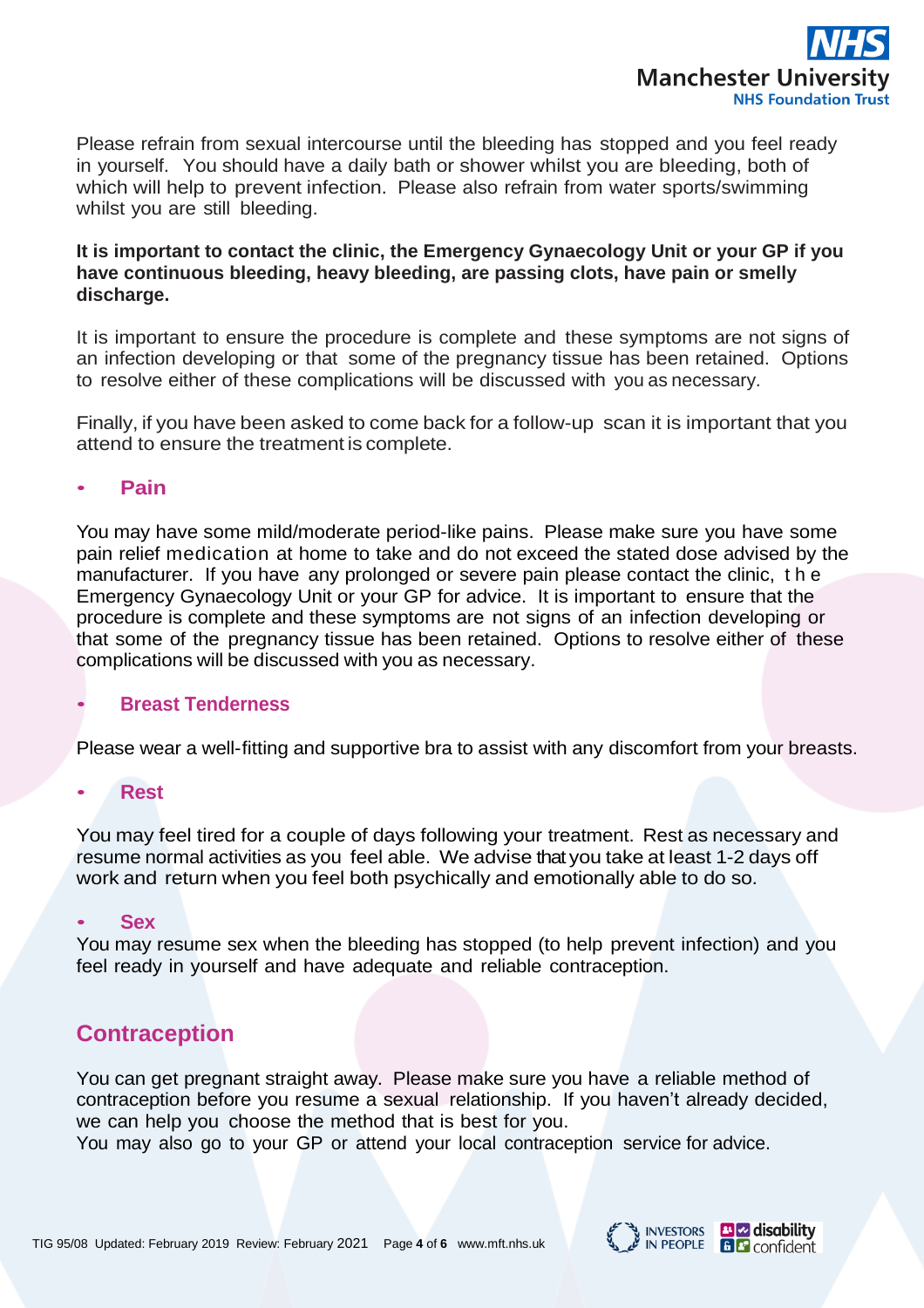Please refrain from sexual intercourse until the bleeding has stopped and you feel ready in yourself. You should have a daily bath or shower whilst you are bleeding, both of which will help to prevent infection. Please also refrain from water sports/swimming whilst you are still bleeding.

**It is important to contact the clinic, the Emergency Gynaecology Unit or your GP if you have continuous bleeding, heavy bleeding, are passing clots, have pain or smelly discharge.**

It is important to ensure the procedure is complete and these symptoms are not signs of an infection developing or that some of the pregnancy tissue has been retained. Options to resolve either of these complications will be discussed with you as necessary.

Finally, if you have been asked to come back for a follow-up scan it is important that you attend to ensure the treatment is complete.

- ### Pain

You may have some mild/moderate period-like pains. Please make sure you have some pain relief medication at home to take and do not exceed the stated dose advised by the manufacturer. If you have any prolonged or severe pain please contact the clinic, the Emergency Gynaecology Unit or your GP for advice. It is important to ensure that the procedure is complete and these symptoms are not signs of an infection developing or that some of the pregnancy tissue has been retained. Options to resolve either of these complications will be discussed with you as necessary.

- ### Breast Tenderness

Please wear a well-fitting and supportive bra to assist with any discomfort from your breasts.

- ### Rest

You may feel tired for a couple of days following your treatment. Rest as necessary and resume normal activities as you feel able. We advise that you take at least 1-2 days off work and return when you feel both psychically and emotionally able to do so.

- ### Sex

You may resume sex when the bleeding has stopped (to help prevent infection) and you feel ready in yourself and have adequate and reliable contraception.

## Contraception

You can get pregnant straight away. Please make sure you have a reliable method of contraception before you resume a sexual relationship. If you haven't already decided, we can help you choose the method that is best for you.
You may also go to your GP or attend your local contraception service for advice.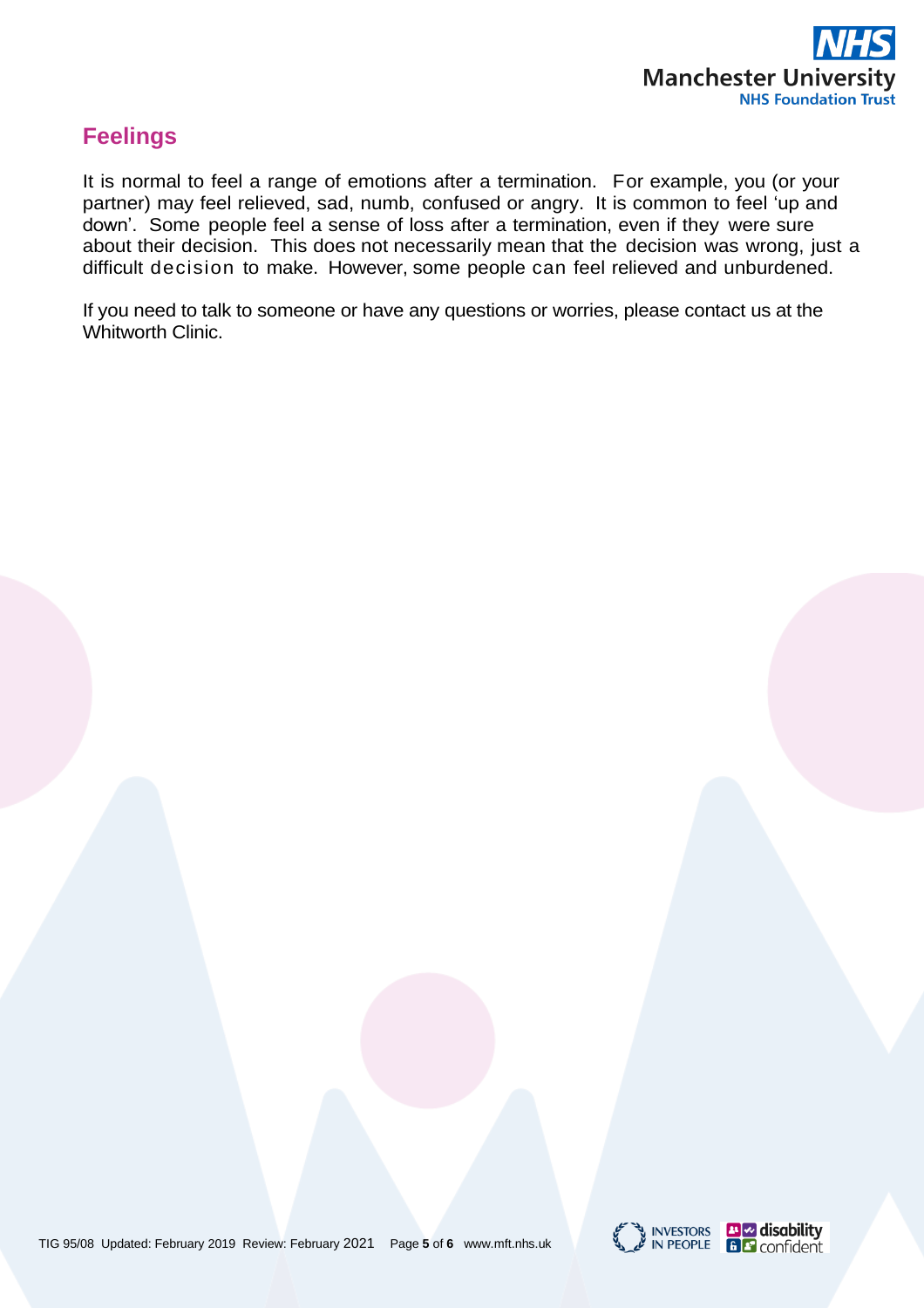## Feelings

It is normal to feel a range of emotions after a termination. For example, you (or your partner) may feel relieved, sad, numb, confused or angry. It is common to feel 'up and down'. Some people feel a sense of loss after a termination, even if they were sure about their decision. This does not necessarily mean that the decision was wrong, just a difficult decision to make. However, some people can feel relieved and unburdened.

If you need to talk to someone or have any questions or worries, please contact us at the Whitworth Clinic.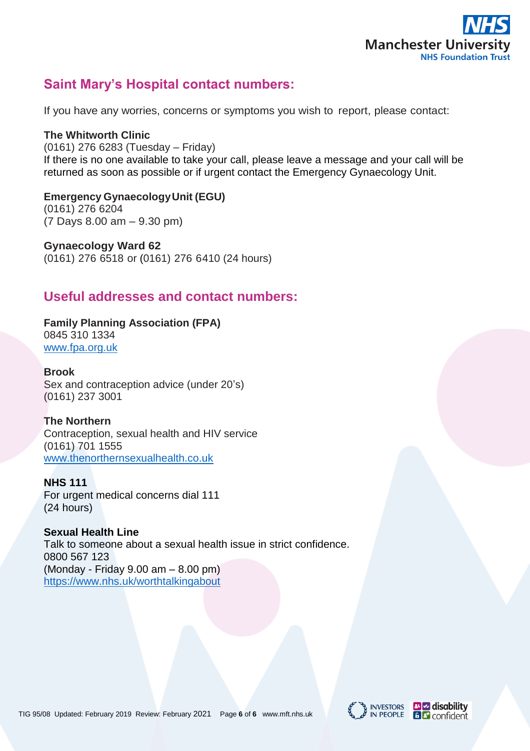## Saint Mary's Hospital contact numbers:

If you have any worries, concerns or symptoms you wish to report, please contact:

**The Whitworth Clinic**
(0161) 276 6283 (Tuesday – Friday)
If there is no one available to take your call, please leave a message and your call will be returned as soon as possible or if urgent contact the Emergency Gynaecology Unit.

**Emergency Gynaecology Unit (EGU)**
(0161) 276 6204
(7 Days 8.00 am – 9.30 pm)

**Gynaecology Ward 62**
(0161) 276 6518 or (0161) 276 6410 (24 hours)

## Useful addresses and contact numbers:

**Family Planning Association (FPA)**
0845 310 1334
www.fpa.org.uk

**Brook**
Sex and contraception advice (under 20's)
(0161) 237 3001

**The Northern**
Contraception, sexual health and HIV service
(0161) 701 1555
www.thenorthernsexualhealth.co.uk

**NHS 111**
For urgent medical concerns dial 111
(24 hours)

**Sexual Health Line**
Talk to someone about a sexual health issue in strict confidence.
0800 567 123
(Monday - Friday 9.00 am – 8.00 pm)
https://www.nhs.uk/worthtalkingabout

TIG 95/08 Updated: February 2019 Review: February 2021